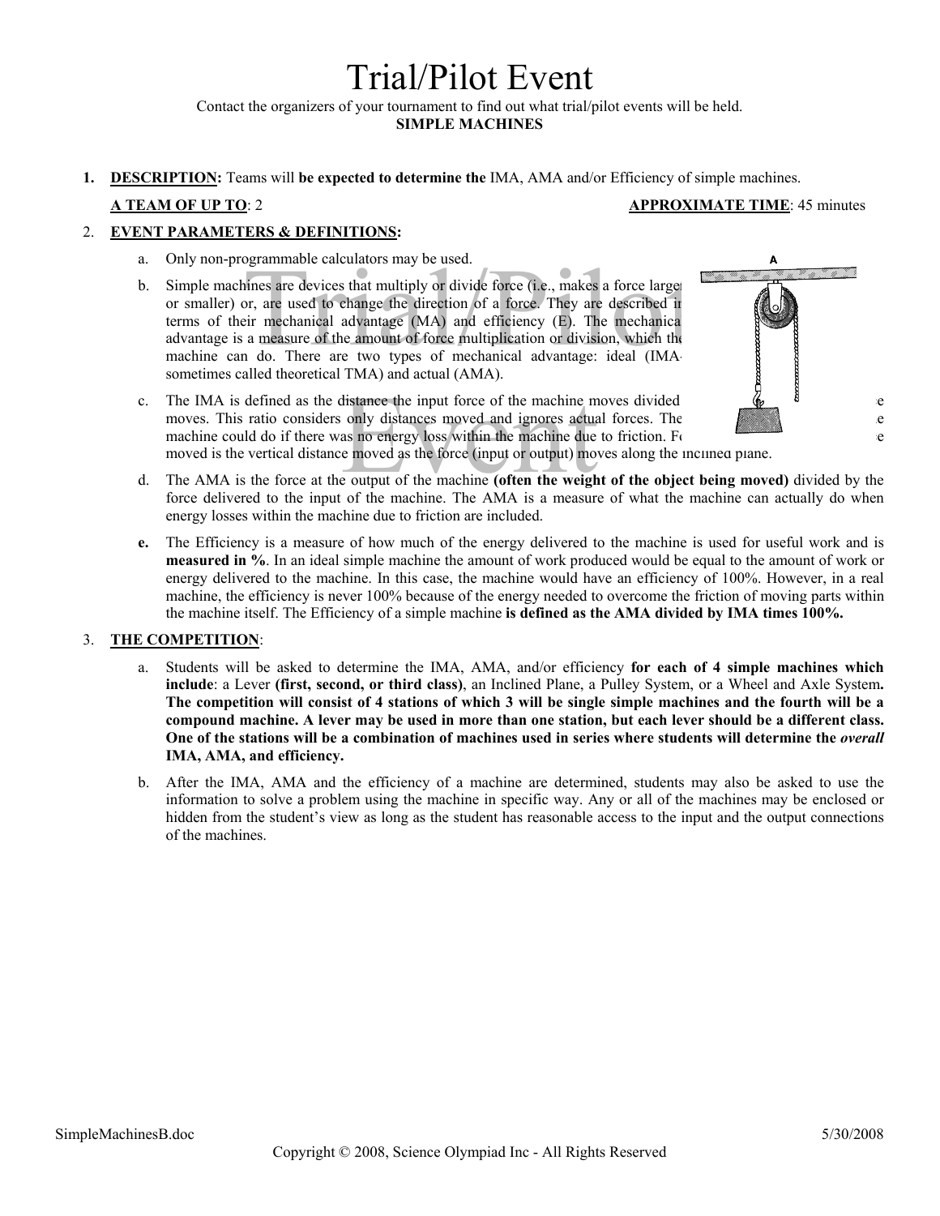# Trial/Pilot Event

Contact the organizers of your tournament to find out what trial/pilot events will be held.

**SIMPLE MACHINES**

1. **DESCRIPTION:** Teams will **be expected to determine the** IMA, AMA and/or Efficiency of simple machines.

   **A TEAM OF UP TO**: 2 **APPROXIMATE TIME**: 45 minutes

2. **EVENT PARAMETERS & DEFINITIONS:**

   a. Only non-programmable calculators may be used.

   b. Simple machines are devices that multiply or divide force (i.e., makes a force larger or smaller) or, are used to change the direction of a force. They are described in terms of their mechanical advantage (MA) and efficiency (E). The mechanical advantage is a measure of the amount of force multiplication or division, which the machine can do. There are two types of mechanical advantage: ideal (IMA-sometimes called theoretical TMA) and actual (AMA).

   c. The IMA is defined as the distance the input force of the machine moves divided by the distance the output force of the machine moves. This ratio considers only distances moved and ignores actual forces. The IMA is a measure of what the machine could do if there was no energy loss within the machine due to friction. For an inclined plane the distance moved is the vertical distance moved as the force (input or output) moves along the inclined plane.

   d. The AMA is the force at the output of the machine **(often the weight of the object being moved)** divided by the force delivered to the input of the machine. The AMA is a measure of what the machine can actually do when energy losses within the machine due to friction are included.

   **e.** The Efficiency is a measure of how much of the energy delivered to the machine is used for useful work and is **measured in %**. In an ideal simple machine the amount of work produced would be equal to the amount of work or energy delivered to the machine. In this case, the machine would have an efficiency of 100%. However, in a real machine, the efficiency is never 100% because of the energy needed to overcome the friction of moving parts within the machine itself. The Efficiency of a simple machine **is defined as the AMA divided by IMA times 100%.**

3. **THE COMPETITION**:

   a. Students will be asked to determine the IMA, AMA, and/or efficiency **for each of 4 simple machines which include**: a Lever **(first, second, or third class)**, an Inclined Plane, a Pulley System, or a Wheel and Axle System**. The competition will consist of 4 stations of which 3 will be single simple machines and the fourth will be a compound machine. A lever may be used in more than one station, but each lever should be a different class. One of the stations will be a combination of machines used in series where students will determine the *overall* IMA, AMA, and efficiency.**

   b. After the IMA, AMA and the efficiency of a machine are determined, students may also be asked to use the information to solve a problem using the machine in specific way. Any or all of the machines may be enclosed or hidden from the student's view as long as the student has reasonable access to the input and the output connections of the machines.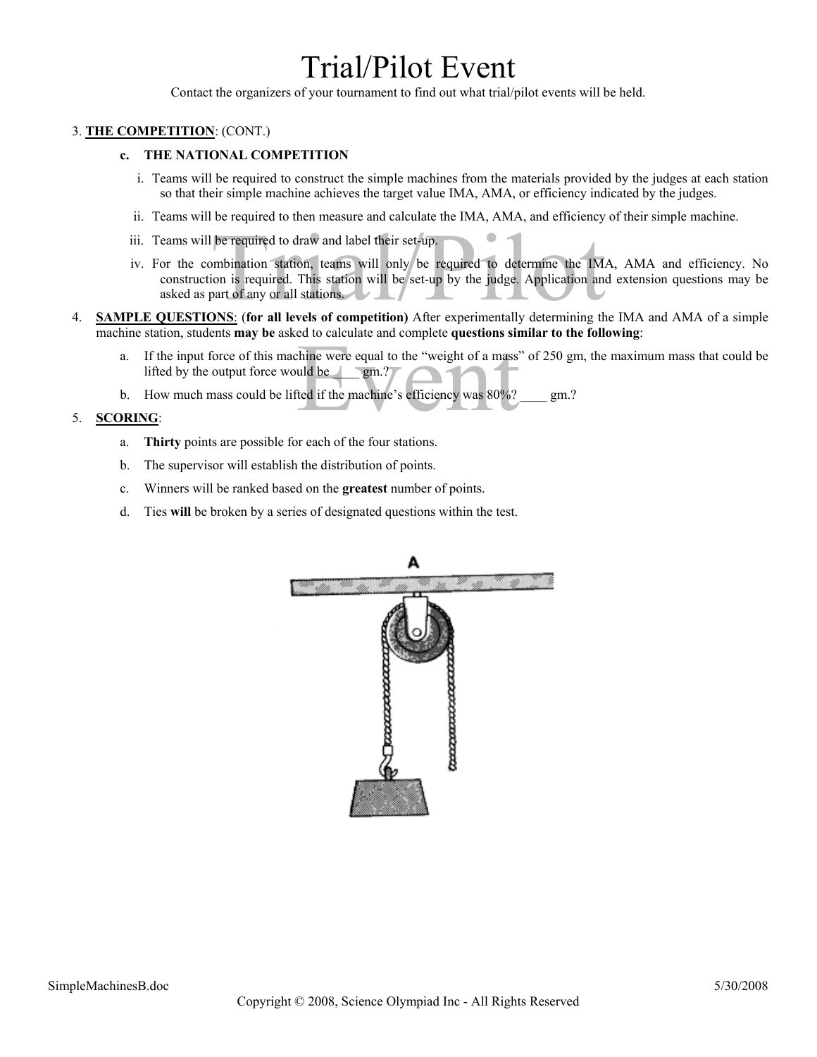# Trial/Pilot Event

Contact the organizers of your tournament to find out what trial/pilot events will be held.

3. **THE COMPETITION**: (CONT.)

   **c. THE NATIONAL COMPETITION**

   i. Teams will be required to construct the simple machines from the materials provided by the judges at each station so that their simple machine achieves the target value IMA, AMA, or efficiency indicated by the judges.

   ii. Teams will be required to then measure and calculate the IMA, AMA, and efficiency of their simple machine.

   iii. Teams will be required to draw and label their set-up.

   iv. For the combination station, teams will only be required to determine the IMA, AMA and efficiency. No construction is required. This station will be set-up by the judge. Application and extension questions may be asked as part of any or all stations.

4. **SAMPLE QUESTIONS**: (**for all levels of competition)** After experimentally determining the IMA and AMA of a simple machine station, students **may be** asked to calculate and complete **questions similar to the following**:

   a. If the input force of this machine were equal to the "weight of a mass" of 250 gm, the maximum mass that could be lifted by the output force would be ____ gm.?

   b. How much mass could be lifted if the machine's efficiency was 80%? ____ gm.?

5. **SCORING**:

   a. **Thirty** points are possible for each of the four stations.

   b. The supervisor will establish the distribution of points.

   c. Winners will be ranked based on the **greatest** number of points.

   d. Ties **will** be broken by a series of designated questions within the test.

A